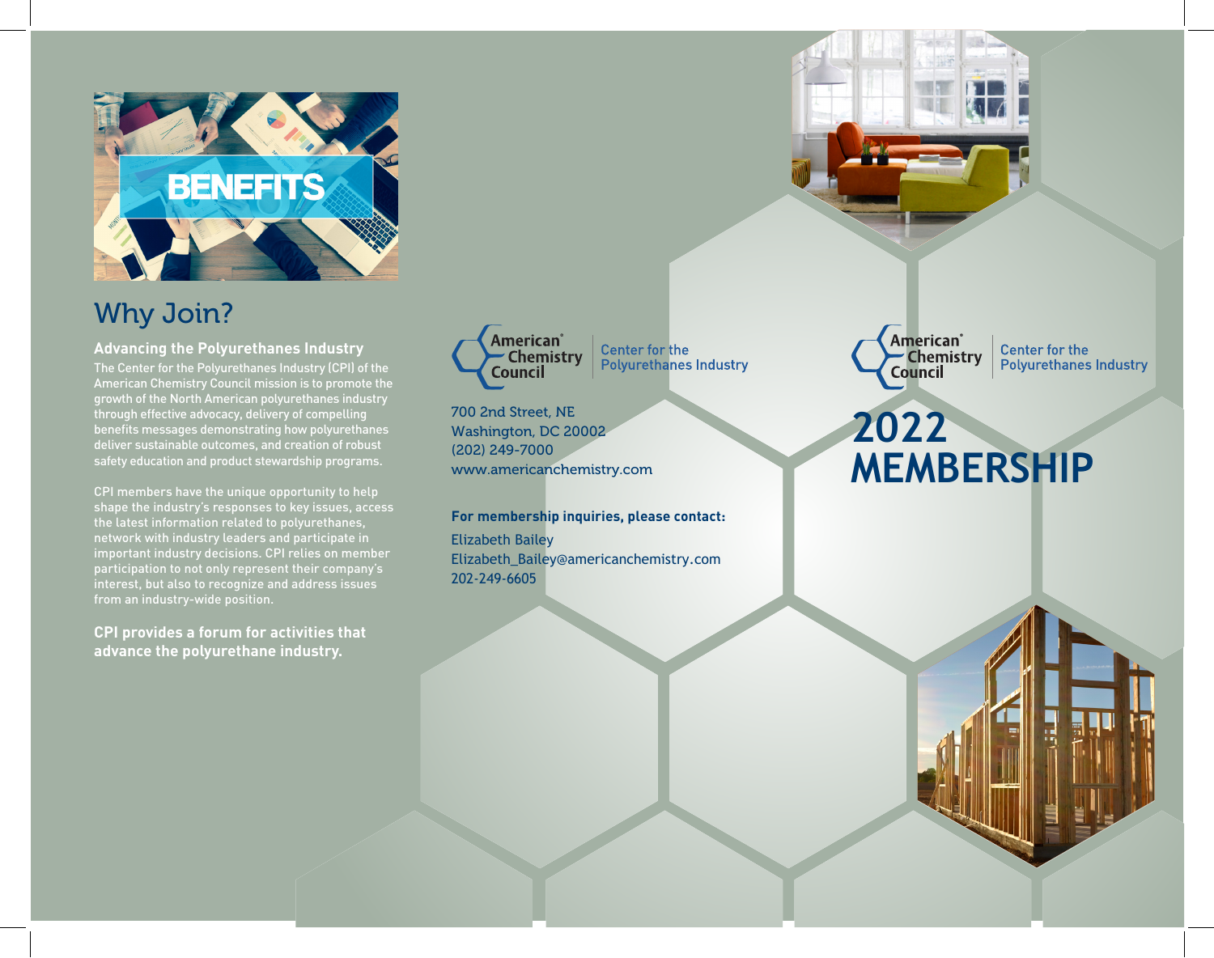BENEFITS

## Why Join?

### Advancing the Polyurethanes Industry

The Center for the Polyurethanes Industry (CPI) of the American Chemistry Council mission is to promote the growth of the North American polyurethanes industry through effective advocacy, delivery of compelling benefits messages demonstrating how polyurethanes deliver sustainable outcomes, and creation of robust safety education and product stewardship programs.

CPI members have the unique opportunity to help shape the industry's responses to key issues, access the latest information related to polyurethanes, network with industry leaders and participate in important industry decisions. CPI relies on member participation to not only represent their company's interest, but also to recognize and address issues from an industry-wide position.

**CPI provides a forum for activities that advance the polyurethane industry.**

American Chemistry Council | Center for the Polyurethanes Industry

700 2nd Street, NE
Washington, DC 20002
(202) 249-7000
www.americanchemistry.com

**For membership inquiries, please contact:**

Elizabeth Bailey
Elizabeth_Bailey@americanchemistry.com
202-249-6605

American Chemistry Council | Center for the Polyurethanes Industry

# 2022 MEMBERSHIP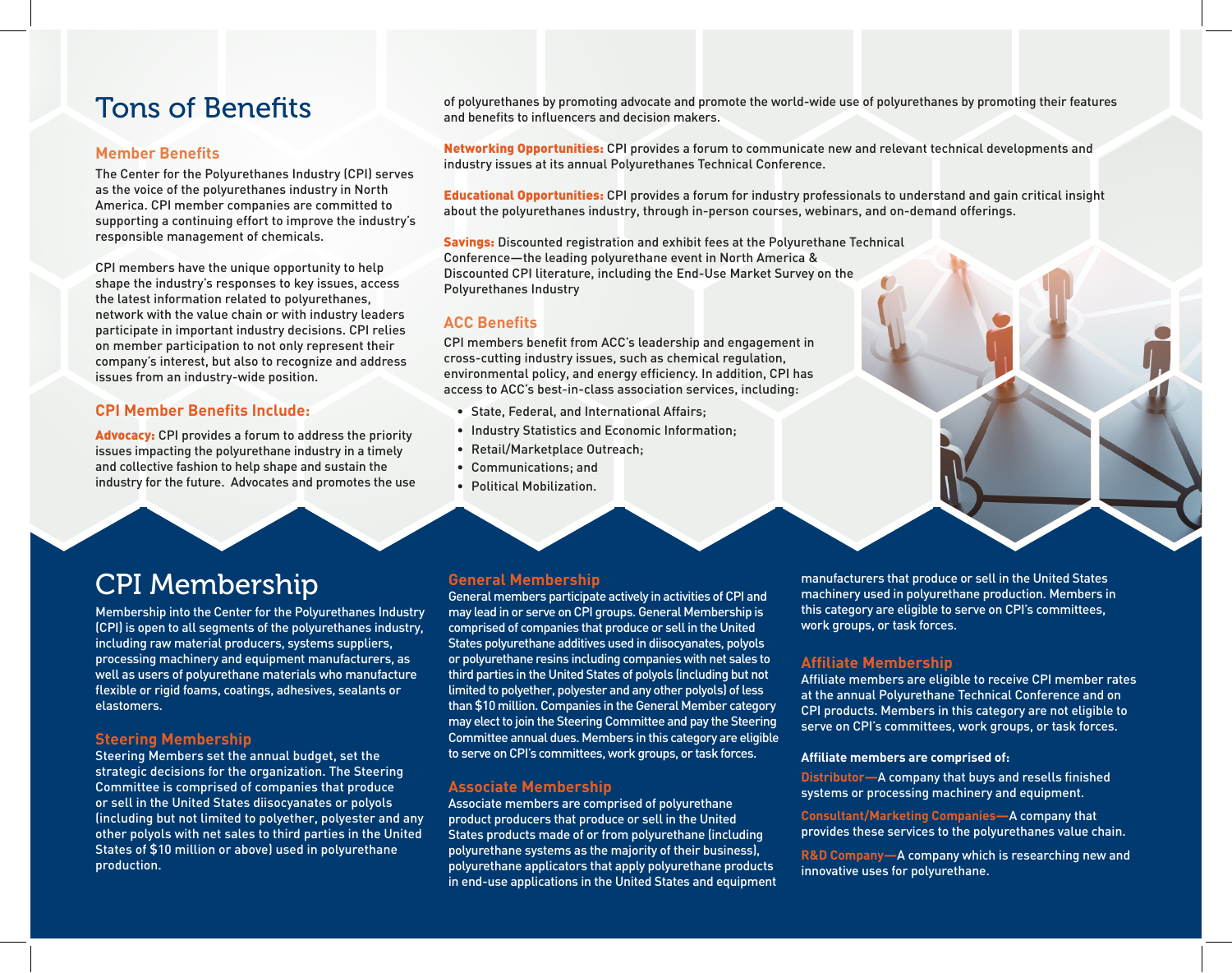# Tons of Benefits

## Member Benefits

The Center for the Polyurethanes Industry (CPI) serves as the voice of the polyurethanes industry in North America. CPI member companies are committed to supporting a continuing effort to improve the industry's responsible management of chemicals.

CPI members have the unique opportunity to help shape the industry's responses to key issues, access the latest information related to polyurethanes, network with the value chain or with industry leaders participate in important industry decisions. CPI relies on member participation to not only represent their company's interest, but also to recognize and address issues from an industry-wide position.

## CPI Member Benefits Include:

**Advocacy:** CPI provides a forum to address the priority issues impacting the polyurethane industry in a timely and collective fashion to help shape and sustain the industry for the future. Advocates and promotes the use of polyurethanes by promoting advocate and promote the world-wide use of polyurethanes by promoting their features and benefits to influencers and decision makers.

**Networking Opportunities:** CPI provides a forum to communicate new and relevant technical developments and industry issues at its annual Polyurethanes Technical Conference.

**Educational Opportunities:** CPI provides a forum for industry professionals to understand and gain critical insight about the polyurethanes industry, through in-person courses, webinars, and on-demand offerings.

**Savings:** Discounted registration and exhibit fees at the Polyurethane Technical Conference—the leading polyurethane event in North America & Discounted CPI literature, including the End-Use Market Survey on the Polyurethanes Industry

## ACC Benefits

CPI members benefit from ACC's leadership and engagement in cross-cutting industry issues, such as chemical regulation, environmental policy, and energy efficiency. In addition, CPI has access to ACC's best-in-class association services, including:

- State, Federal, and International Affairs;
- Industry Statistics and Economic Information;
- Retail/Marketplace Outreach;
- Communications; and
- Political Mobilization.

# CPI Membership

Membership into the Center for the Polyurethanes Industry (CPI) is open to all segments of the polyurethanes industry, including raw material producers, systems suppliers, processing machinery and equipment manufacturers, as well as users of polyurethane materials who manufacture flexible or rigid foams, coatings, adhesives, sealants or elastomers.

## Steering Membership

Steering Members set the annual budget, set the strategic decisions for the organization. The Steering Committee is comprised of companies that produce or sell in the United States diisocyanates or polyols (including but not limited to polyether, polyester and any other polyols with net sales to third parties in the United States of $10 million or above) used in polyurethane production.

## General Membership

General members participate actively in activities of CPI and may lead in or serve on CPI groups. General Membership is comprised of companies that produce or sell in the United States polyurethane additives used in diisocyanates, polyols or polyurethane resins including companies with net sales to third parties in the United States of polyols (including but not limited to polyether, polyester and any other polyols) of less than $10 million. Companies in the General Member category may elect to join the Steering Committee and pay the Steering Committee annual dues. Members in this category are eligible to serve on CPI's committees, work groups, or task forces.

## Associate Membership

Associate members are comprised of polyurethane product producers that produce or sell in the United States products made of or from polyurethane (including polyurethane systems as the majority of their business), polyurethane applicators that apply polyurethane products in end-use applications in the United States and equipment manufacturers that produce or sell in the United States machinery used in polyurethane production. Members in this category are eligible to serve on CPI's committees, work groups, or task forces.

## Affiliate Membership

Affiliate members are eligible to receive CPI member rates at the annual Polyurethane Technical Conference and on CPI products. Members in this category are not eligible to serve on CPI's committees, work groups, or task forces.

**Affiliate members are comprised of:**

**Distributor—**A company that buys and resells finished systems or processing machinery and equipment.

**Consultant/Marketing Companies—**A company that provides these services to the polyurethanes value chain.

**R&D Company—**A company which is researching new and innovative uses for polyurethane.